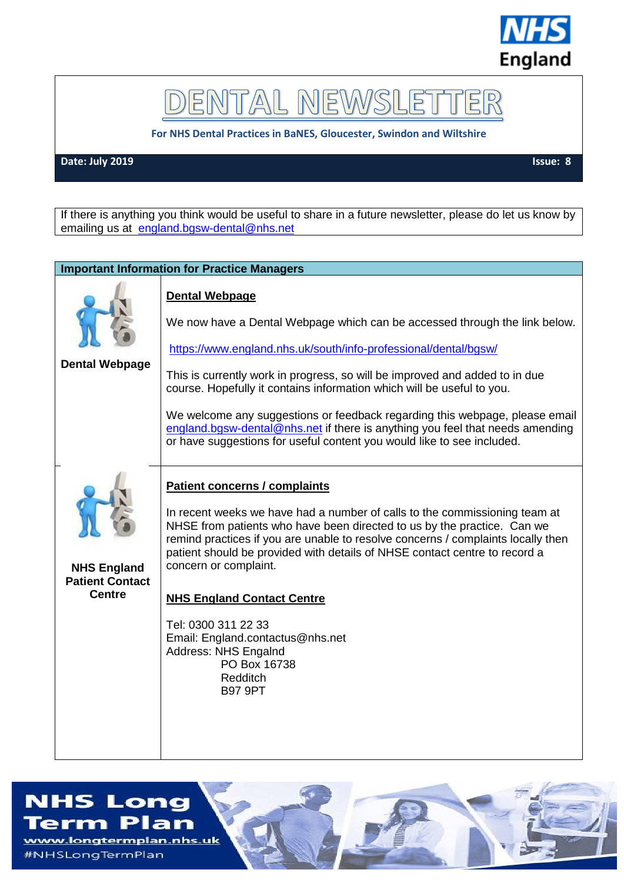NHS England

# DENTAL NEWSLETTER

**For NHS Dental Practices in BaNES, Gloucester, Swindon and Wiltshire**

**Date: July 2019** **Issue: 8**

If there is anything you think would be useful to share in a future newsletter, please do let us know by emailing us at england.bgsw-dental@nhs.net

## Important Information for Practice Managers

| | |
|---|---|
| **Dental Webpage** | **Dental Webpage**<br><br>We now have a Dental Webpage which can be accessed through the link below.<br><br>https://www.england.nhs.uk/south/info-professional/dental/bgsw/<br><br>This is currently work in progress, so will be improved and added to in due course. Hopefully it contains information which will be useful to you.<br><br>We welcome any suggestions or feedback regarding this webpage, please email england.bgsw-dental@nhs.net if there is anything you feel that needs amending or have suggestions for useful content you would like to see included. |
| **NHS England Patient Contact Centre** | **Patient concerns / complaints**<br><br>In recent weeks we have had a number of calls to the commissioning team at NHSE from patients who have been directed to us by the practice. Can we remind practices if you are unable to resolve concerns / complaints locally then patient should be provided with details of NHSE contact centre to record a concern or complaint.<br><br>**NHS England Contact Centre**<br><br>Tel: 0300 311 22 33<br>Email: England.contactus@nhs.net<br>Address: NHS Engalnd<br>PO Box 16738<br>Redditch<br>B97 9PT |

**NHS Long Term Plan**
www.longtermplan.nhs.uk
#NHSLongTermPlan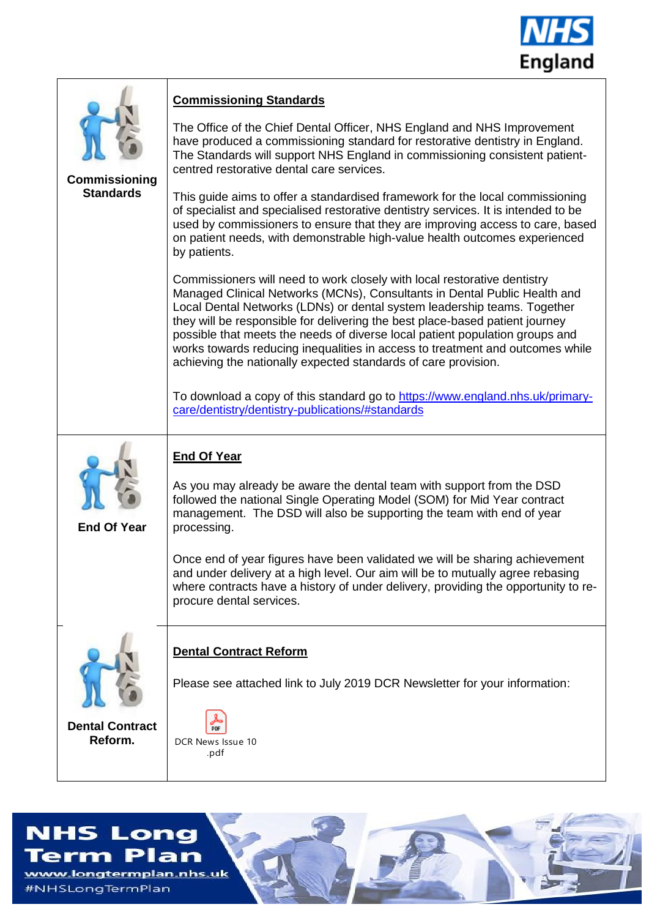| | |
|---|---|
| **Commissioning Standards** | **Commissioning Standards**<br><br>The Office of the Chief Dental Officer, NHS England and NHS Improvement have produced a commissioning standard for restorative dentistry in England. The Standards will support NHS England in commissioning consistent patient-centred restorative dental care services.<br><br>This guide aims to offer a standardised framework for the local commissioning of specialist and specialised restorative dentistry services. It is intended to be used by commissioners to ensure that they are improving access to care, based on patient needs, with demonstrable high-value health outcomes experienced by patients.<br><br>Commissioners will need to work closely with local restorative dentistry Managed Clinical Networks (MCNs), Consultants in Dental Public Health and Local Dental Networks (LDNs) or dental system leadership teams. Together they will be responsible for delivering the best place-based patient journey possible that meets the needs of diverse local patient population groups and works towards reducing inequalities in access to treatment and outcomes while achieving the nationally expected standards of care provision.<br><br>To download a copy of this standard go to https://www.england.nhs.uk/primary-care/dentistry/dentistry-publications/#standards |
| **End Of Year** | **End Of Year**<br><br>As you may already be aware the dental team with support from the DSD followed the national Single Operating Model (SOM) for Mid Year contract management. The DSD will also be supporting the team with end of year processing.<br><br>Once end of year figures have been validated we will be sharing achievement and under delivery at a high level. Our aim will be to mutually agree rebasing where contracts have a history of under delivery, providing the opportunity to re-procure dental services. |
| **Dental Contract Reform.** | **Dental Contract Reform**<br><br>Please see attached link to July 2019 DCR Newsletter for your information:<br><br>DCR News Issue 10 .pdf |

**NHS Long Term Plan**
www.longtermplan.nhs.uk
#NHSLongTermPlan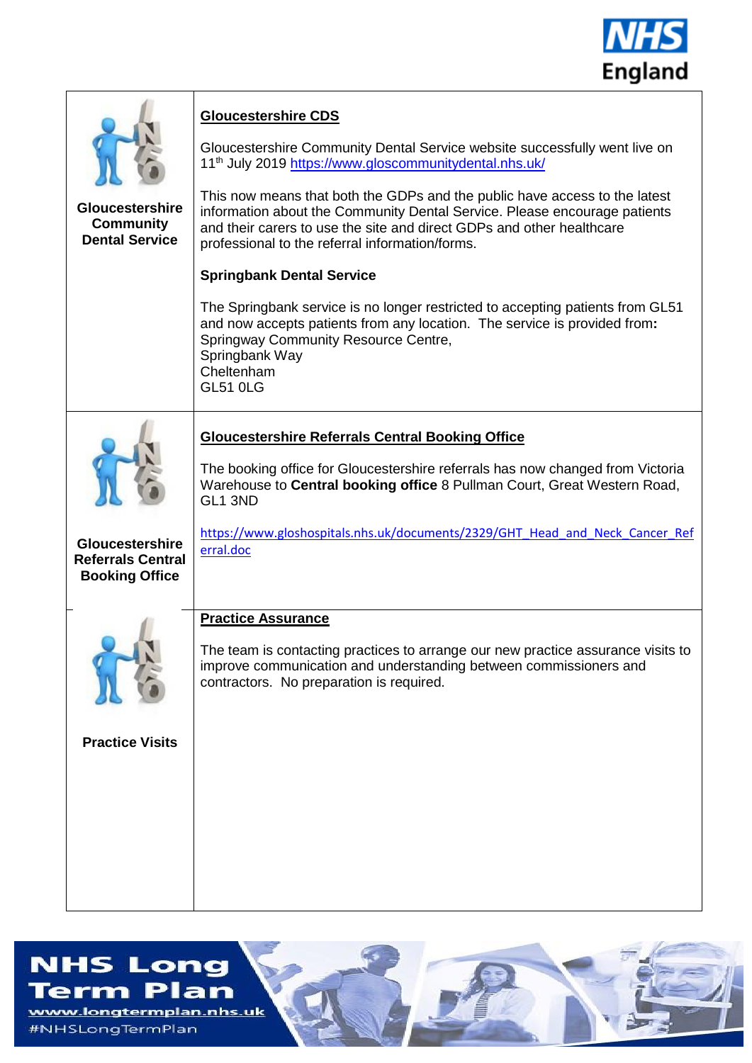| | |
|---|---|
| **Gloucestershire Community Dental Service** | **Gloucestershire CDS**<br><br>Gloucestershire Community Dental Service website successfully went live on 11th July 2019 https://www.gloscommunitydental.nhs.uk/<br><br>This now means that both the GDPs and the public have access to the latest information about the Community Dental Service. Please encourage patients and their carers to use the site and direct GDPs and other healthcare professional to the referral information/forms.<br><br>**Springbank Dental Service**<br><br>The Springbank service is no longer restricted to accepting patients from GL51 and now accepts patients from any location. The service is provided from**:**<br>Springway Community Resource Centre,<br>Springbank Way<br>Cheltenham<br>GL51 0LG |
| **Gloucestershire Referrals Central Booking Office** | **Gloucestershire Referrals Central Booking Office**<br><br>The booking office for Gloucestershire referrals has now changed from Victoria Warehouse to **Central booking office** 8 Pullman Court, Great Western Road, GL1 3ND<br><br>https://www.gloshospitals.nhs.uk/documents/2329/GHT_Head_and_Neck_Cancer_Referral.doc |
| **Practice Visits** | **Practice Assurance**<br><br>The team is contacting practices to arrange our new practice assurance visits to improve communication and understanding between commissioners and contractors. No preparation is required. |

NHS Long Term Plan
www.longtermplan.nhs.uk
#NHSLongTermPlan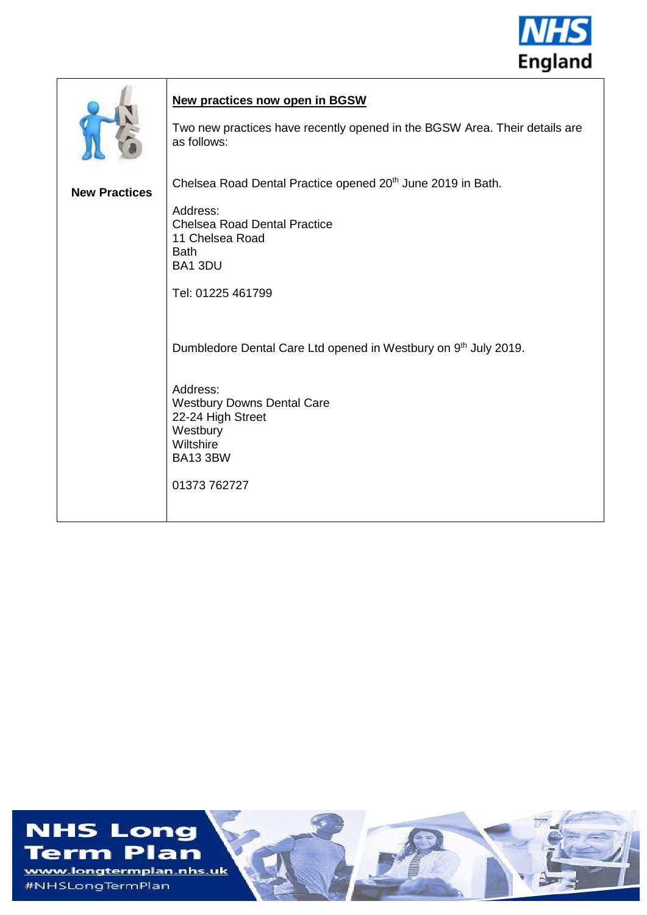| | |
|---|---|
| **New Practices** | **New practices now open in BGSW**<br><br>Two new practices have recently opened in the BGSW Area. Their details are as follows:<br><br>Chelsea Road Dental Practice opened 20th June 2019 in Bath.<br><br>Address:<br>Chelsea Road Dental Practice<br>11 Chelsea Road<br>Bath<br>BA1 3DU<br><br>Tel: 01225 461799<br><br>Dumbledore Dental Care Ltd opened in Westbury on 9th July 2019.<br><br>Address:<br>Westbury Downs Dental Care<br>22-24 High Street<br>Westbury<br>Wiltshire<br>BA13 3BW<br><br>01373 762727 |